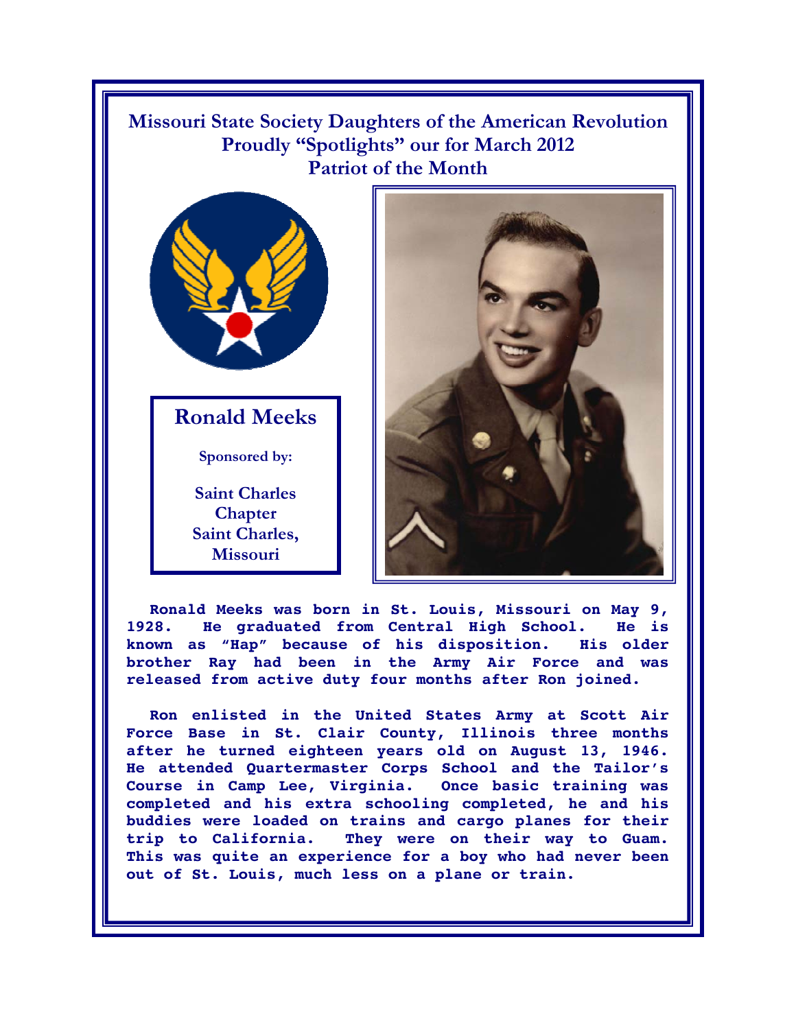# Missouri State Society Daughters of the American Revolution Proudly "Spotlights" our for March 2012 Patriot of the Month

## Ronald Meeks

**Sponsored by:**

**Saint Charles Chapter
Saint Charles, Missouri**

**Ronald Meeks was born in St. Louis, Missouri on May 9, 1928. He graduated from Central High School. He is known as "Hap" because of his disposition. His older brother Ray had been in the Army Air Force and was released from active duty four months after Ron joined.**

**Ron enlisted in the United States Army at Scott Air Force Base in St. Clair County, Illinois three months after he turned eighteen years old on August 13, 1946. He attended Quartermaster Corps School and the Tailor's Course in Camp Lee, Virginia. Once basic training was completed and his extra schooling completed, he and his buddies were loaded on trains and cargo planes for their trip to California. They were on their way to Guam. This was quite an experience for a boy who had never been out of St. Louis, much less on a plane or train.**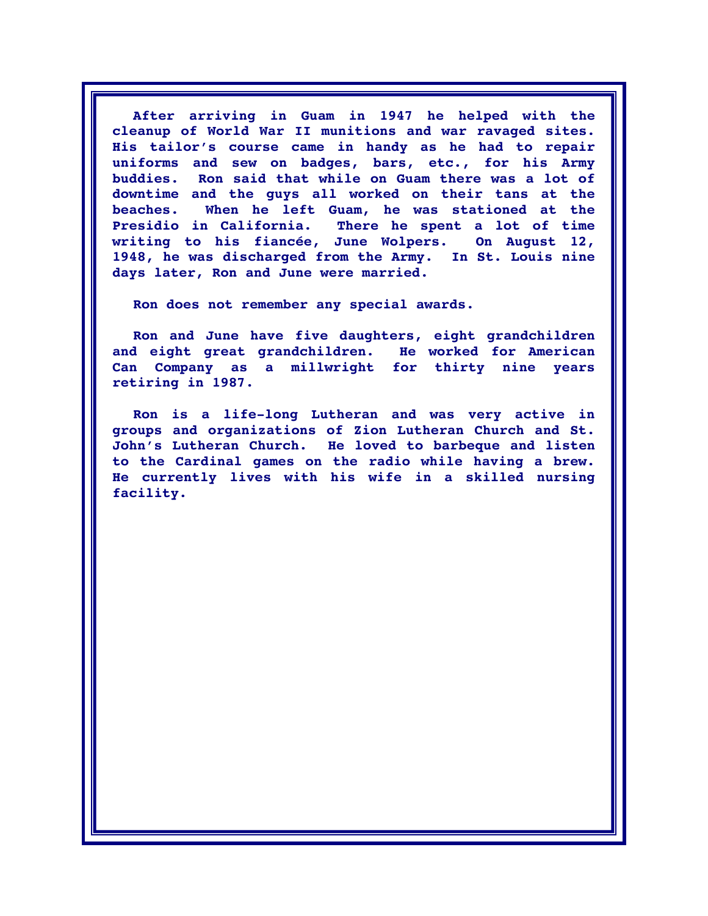After arriving in Guam in 1947 he helped with the cleanup of World War II munitions and war ravaged sites. His tailor's course came in handy as he had to repair uniforms and sew on badges, bars, etc., for his Army buddies. Ron said that while on Guam there was a lot of downtime and the guys all worked on their tans at the beaches. When he left Guam, he was stationed at the Presidio in California. There he spent a lot of time writing to his fiancée, June Wolpers. On August 12, 1948, he was discharged from the Army. In St. Louis nine days later, Ron and June were married.

Ron does not remember any special awards.

Ron and June have five daughters, eight grandchildren and eight great grandchildren. He worked for American Can Company as a millwright for thirty nine years retiring in 1987.

Ron is a life-long Lutheran and was very active in groups and organizations of Zion Lutheran Church and St. John's Lutheran Church. He loved to barbeque and listen to the Cardinal games on the radio while having a brew. He currently lives with his wife in a skilled nursing facility.